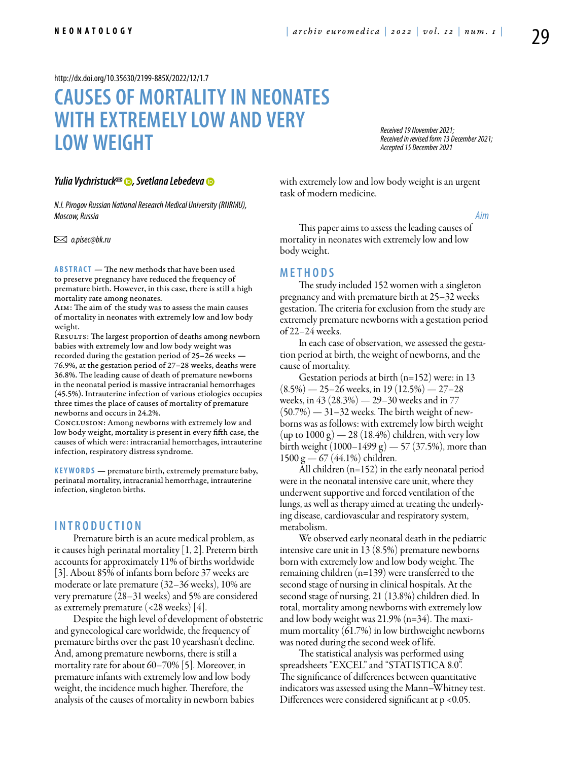http://dx.doi.org/10.35630/2199-885X/2022/12/1.7

# CAUSES OF MORTALITY IN NEONATES WITH EXTREMELY LOW AND VERY LOW WEIGHT

*Received 19 November 2021;*
*Received in revised form 13 December 2021;*
*Accepted 15 December 2021*

***Yulia Vychristuck✉, Svetlana Lebedeva***

*N.I. Pirogov Russian National Research Medical University (RNRMU), Moscow, Russia*

✉ *o.pisec@bk.ru*

**ABSTRACT** — The new methods that have been used to preserve pregnancy have reduced the frequency of premature birth. However, in this case, there is still a high mortality rate among neonates.

AIM: The aim of the study was to assess the main causes of mortality in neonates with extremely low and low body weight.

RESULTS: The largest proportion of deaths among newborn babies with extremely low and low body weight was recorded during the gestation period of 25–26 weeks — 76.9%, at the gestation period of 27–28 weeks, deaths were 36.8%. The leading cause of death of premature newborns in the neonatal period is massive intracranial hemorrhages (45.5%). Intrauterine infection of various etiologies occupies three times the place of causes of mortality of premature newborns and occurs in 24.2%.

CONCLUSION: Among newborns with extremely low and low body weight, mortality is present in every fifth case, the causes of which were: intracranial hemorrhages, intrauterine infection, respiratory distress syndrome.

**KEYWORDS** — premature birth, extremely premature baby, perinatal mortality, intracranial hemorrhage, intrauterine infection, singleton births.

## INTRODUCTION

Premature birth is an acute medical problem, as it causes high perinatal mortality [1, 2]. Preterm birth accounts for approximately 11% of births worldwide [3]. About 85% of infants born before 37 weeks are moderate or late premature (32–36 weeks), 10% are very premature (28–31 weeks) and 5% are considered as extremely premature (<28 weeks) [4].

Despite the high level of development of obstetric and gynecological care worldwide, the frequency of premature births over the past 10 yearshasn't decline. And, among premature newborns, there is still a mortality rate for about 60–70% [5]. Moreover, in premature infants with extremely low and low body weight, the incidence much higher. Therefore, the analysis of the causes of mortality in newborn babies with extremely low and low body weight is an urgent task of modern medicine.

### *Aim*

This paper aims to assess the leading causes of mortality in neonates with extremely low and low body weight.

## METHODS

The study included 152 women with a singleton pregnancy and with premature birth at 25–32 weeks gestation. The criteria for exclusion from the study are extremely premature newborns with a gestation period of 22–24 weeks.

In each case of observation, we assessed the gestation period at birth, the weight of newborns, and the cause of mortality.

Gestation periods at birth (n=152) were: in 13 (8.5%) — 25–26 weeks, in 19 (12.5%) — 27–28 weeks, in 43 (28.3%) — 29–30 weeks and in 77 (50.7%) — 31–32 weeks. The birth weight of newborns was as follows: with extremely low birth weight (up to 1000 g) — 28 (18.4%) children, with very low birth weight (1000–1499 g) — 57 (37.5%), more than 1500 g — 67 (44.1%) children.

All children (n=152) in the early neonatal period were in the neonatal intensive care unit, where they underwent supportive and forced ventilation of the lungs, as well as therapy aimed at treating the underlying disease, cardiovascular and respiratory system, metabolism.

We observed early neonatal death in the pediatric intensive care unit in 13 (8.5%) premature newborns born with extremely low and low body weight. The remaining children (n=139) were transferred to the second stage of nursing in clinical hospitals. At the second stage of nursing, 21 (13.8%) children died. In total, mortality among newborns with extremely low and low body weight was 21.9% (n=34). The maximum mortality (61.7%) in low birthweight newborns was noted during the second week of life.

The statistical analysis was performed using spreadsheets "EXCEL" and "STATISTICA 8.0". The significance of differences between quantitative indicators was assessed using the Mann–Whitney test. Differences were considered significant at $p < 0.05$.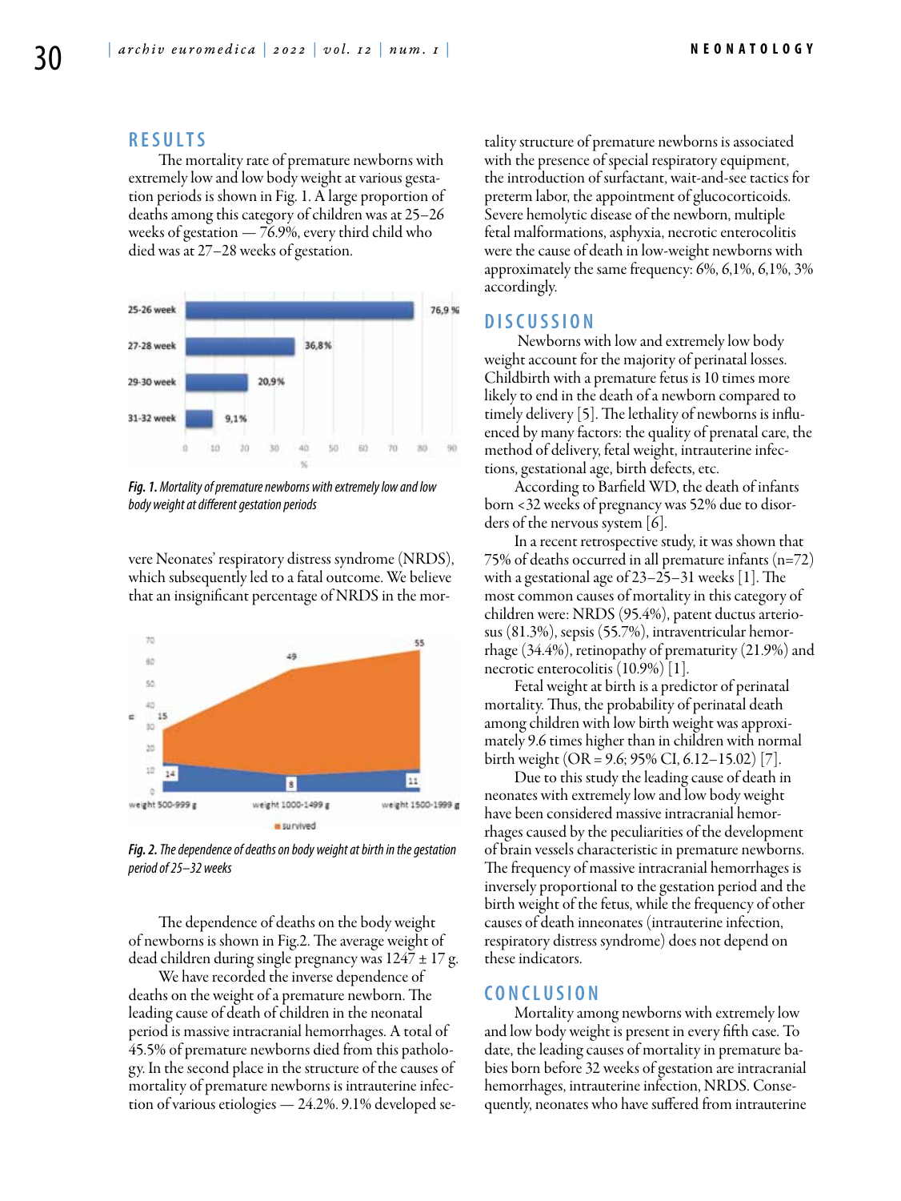## RESULTS

The mortality rate of premature newborns with extremely low and low body weight at various gestation periods is shown in Fig. 1. A large proportion of deaths among this category of children was at 25–26 weeks of gestation — 76.9%, every third child who died was at 27–28 weeks of gestation.

*Fig. 1. Mortality of premature newborns with extremely low and low body weight at different gestation periods*

vere Neonates' respiratory distress syndrome (NRDS), which subsequently led to a fatal outcome. We believe that an insignificant percentage of NRDS in the mor-

*Fig. 2. The dependence of deaths on body weight at birth in the gestation period of 25–32 weeks*

The dependence of deaths on the body weight of newborns is shown in Fig.2. The average weight of dead children during single pregnancy was 1247 ± 17 g.

We have recorded the inverse dependence of deaths on the weight of a premature newborn. The leading cause of death of children in the neonatal period is massive intracranial hemorrhages. A total of 45.5% of premature newborns died from this pathology. In the second place in the structure of the causes of mortality of premature newborns is intrauterine infection of various etiologies — 24.2%. 9.1% developed se-

tality structure of premature newborns is associated with the presence of special respiratory equipment, the introduction of surfactant, wait-and-see tactics for preterm labor, the appointment of glucocorticoids. Severe hemolytic disease of the newborn, multiple fetal malformations, asphyxia, necrotic enterocolitis were the cause of death in low-weight newborns with approximately the same frequency: 6%, 6,1%, 6,1%, 3% accordingly.

## DISCUSSION

Newborns with low and extremely low body weight account for the majority of perinatal losses. Childbirth with a premature fetus is 10 times more likely to end in the death of a newborn compared to timely delivery [5]. The lethality of newborns is influenced by many factors: the quality of prenatal care, the method of delivery, fetal weight, intrauterine infections, gestational age, birth defects, etc.

According to Barfield WD, the death of infants born <32 weeks of pregnancy was 52% due to disorders of the nervous system [6].

In a recent retrospective study, it was shown that 75% of deaths occurred in all premature infants (n=72) with a gestational age of 23–25–31 weeks [1]. The most common causes of mortality in this category of children were: NRDS (95.4%), patent ductus arteriosus (81.3%), sepsis (55.7%), intraventricular hemorrhage (34.4%), retinopathy of prematurity (21.9%) and necrotic enterocolitis (10.9%) [1].

Fetal weight at birth is a predictor of perinatal mortality. Thus, the probability of perinatal death among children with low birth weight was approximately 9.6 times higher than in children with normal birth weight (OR = 9.6; 95% CI, 6.12–15.02) [7].

Due to this study the leading cause of death in neonates with extremely low and low body weight have been considered massive intracranial hemorrhages caused by the peculiarities of the development of brain vessels characteristic in premature newborns. The frequency of massive intracranial hemorrhages is inversely proportional to the gestation period and the birth weight of the fetus, while the frequency of other causes of death inneonates (intrauterine infection, respiratory distress syndrome) does not depend on these indicators.

## CONCLUSION

Mortality among newborns with extremely low and low body weight is present in every fifth case. To date, the leading causes of mortality in premature babies born before 32 weeks of gestation are intracranial hemorrhages, intrauterine infection, NRDS. Consequently, neonates who have suffered from intrauterine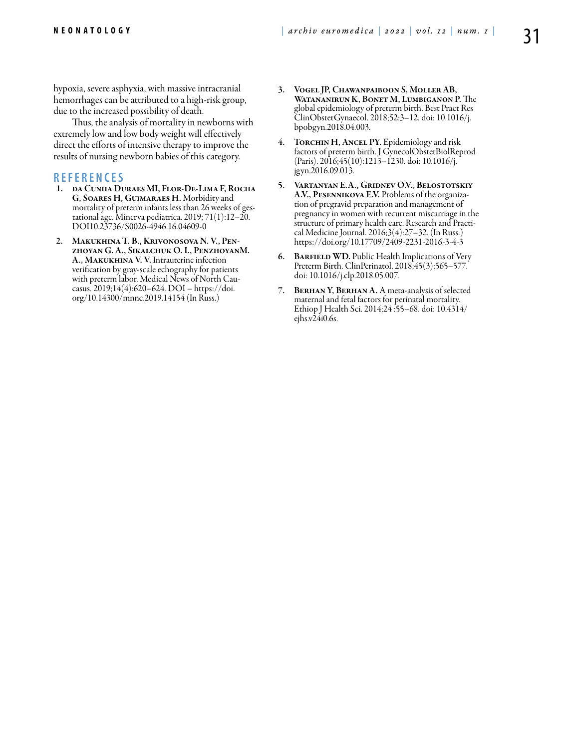hypoxia, severe asphyxia, with massive intracranial hemorrhages can be attributed to a high-risk group, due to the increased possibility of death.

Thus, the analysis of mortality in newborns with extremely low and low body weight will effectively direct the efforts of intensive therapy to improve the results of nursing newborn babies of this category.

## REFERENCES

1. **da Cunha Duraes MI, Flor-De-Lima F, Rocha G, Soares H, Guimaraes H.** Morbidity and mortality of preterm infants less than 26 weeks of gestational age. Minerva pediatrica. 2019; 71(1):12–20. DOI10.23736/S0026-4946.16.04609-0
2. **Makukhina T. B., Krivonosova N. V., Penzhoyan G. A., Sikalchuk O. I., PenzhoyanM. A., Makukhina V. V.** Intrauterine infection verification by gray-scale echography for patients with preterm labor. Medical News of North Caucasus. 2019;14(4):620–624. DOI – https://doi.org/10.14300/mnnc.2019.14154 (In Russ.)
3. **Vogel JP, Chawanpaiboon S, Moller AB, Watananirun K, Bonet M, Lumbiganon P.** The global epidemiology of preterm birth. Best Pract Res ClinObstetGynaecol. 2018;52:3–12. doi: 10.1016/j.bpobgyn.2018.04.003.
4. **Torchin H, Ancel PY.** Epidemiology and risk factors of preterm birth. J GynecolObstetBiolReprod (Paris). 2016;45(10):1213–1230. doi: 10.1016/j.jgyn.2016.09.013.
5. **Vartanyan E.A., Gridnev O.V., Belostotskiy A.V., Pesennikova E.V.** Problems of the organization of pregravid preparation and management of pregnancy in women with recurrent miscarriage in the structure of primary health care. Research and Practical Medicine Journal. 2016;3(4):27–32. (In Russ.) https://doi.org/10.17709/2409-2231-2016-3-4-3
6. **Barfield WD.** Public Health Implications of Very Preterm Birth. ClinPerinatol. 2018;45(3):565–577. doi: 10.1016/j.clp.2018.05.007.
7. **Berhan Y, Berhan A.** A meta-analysis of selected maternal and fetal factors for perinatal mortality. Ethiop J Health Sci. 2014;24 :55–68. doi: 10.4314/ejhs.v24i0.6s.